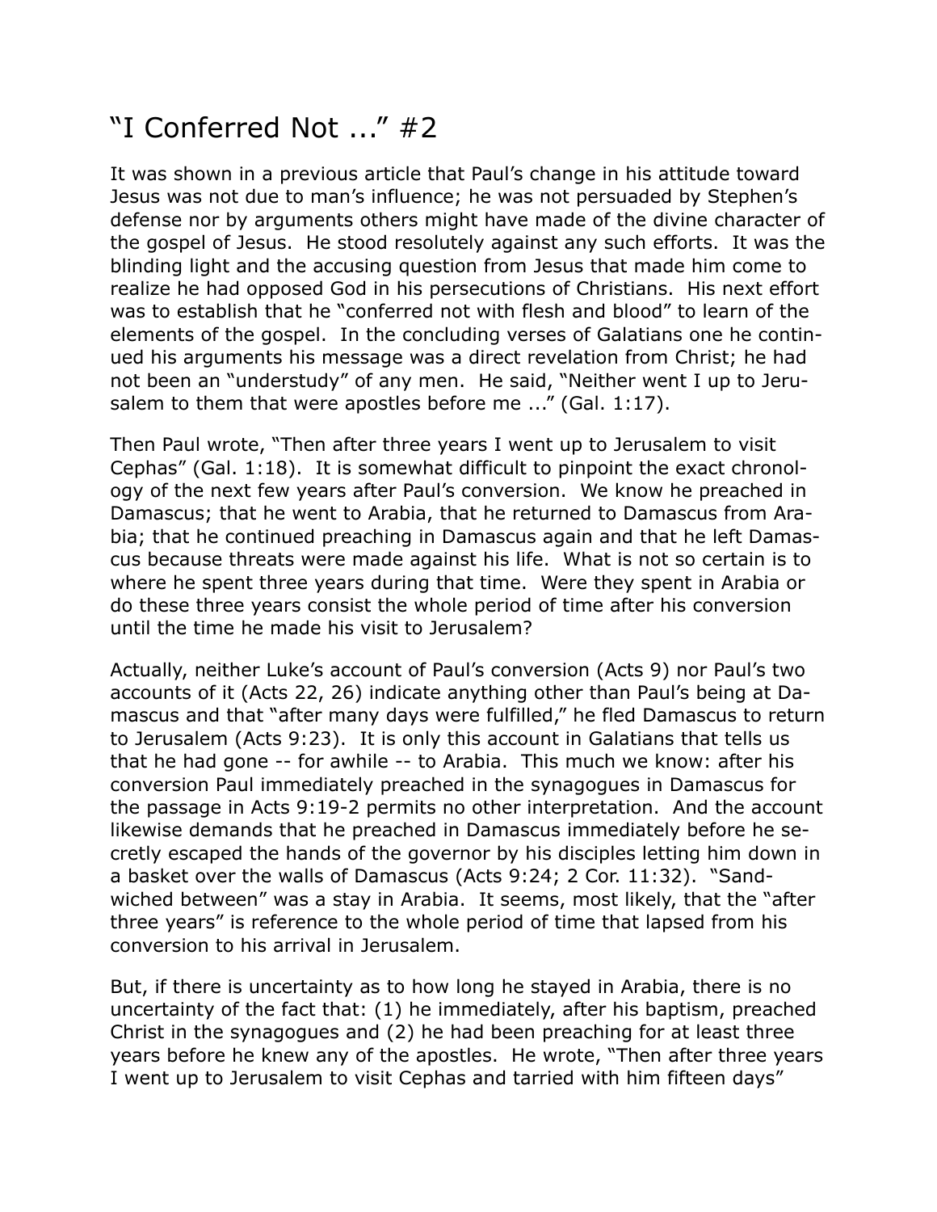# "I Conferred Not ..." #2

It was shown in a previous article that Paul's change in his attitude toward Jesus was not due to man's influence; he was not persuaded by Stephen's defense nor by arguments others might have made of the divine character of the gospel of Jesus. He stood resolutely against any such efforts. It was the blinding light and the accusing question from Jesus that made him come to realize he had opposed God in his persecutions of Christians. His next effort was to establish that he "conferred not with flesh and blood" to learn of the elements of the gospel. In the concluding verses of Galatians one he continued his arguments his message was a direct revelation from Christ; he had not been an "understudy" of any men. He said, "Neither went I up to Jerusalem to them that were apostles before me ..." (Gal. 1:17).

Then Paul wrote, "Then after three years I went up to Jerusalem to visit Cephas" (Gal. 1:18). It is somewhat difficult to pinpoint the exact chronology of the next few years after Paul's conversion. We know he preached in Damascus; that he went to Arabia, that he returned to Damascus from Arabia; that he continued preaching in Damascus again and that he left Damascus because threats were made against his life. What is not so certain is to where he spent three years during that time. Were they spent in Arabia or do these three years consist the whole period of time after his conversion until the time he made his visit to Jerusalem?

Actually, neither Luke's account of Paul's conversion (Acts 9) nor Paul's two accounts of it (Acts 22, 26) indicate anything other than Paul's being at Damascus and that "after many days were fulfilled," he fled Damascus to return to Jerusalem (Acts 9:23). It is only this account in Galatians that tells us that he had gone -- for awhile -- to Arabia. This much we know: after his conversion Paul immediately preached in the synagogues in Damascus for the passage in Acts 9:19-2 permits no other interpretation. And the account likewise demands that he preached in Damascus immediately before he secretly escaped the hands of the governor by his disciples letting him down in a basket over the walls of Damascus (Acts 9:24; 2 Cor. 11:32). "Sandwiched between" was a stay in Arabia. It seems, most likely, that the "after three years" is reference to the whole period of time that lapsed from his conversion to his arrival in Jerusalem.

But, if there is uncertainty as to how long he stayed in Arabia, there is no uncertainty of the fact that: (1) he immediately, after his baptism, preached Christ in the synagogues and (2) he had been preaching for at least three years before he knew any of the apostles. He wrote, "Then after three years I went up to Jerusalem to visit Cephas and tarried with him fifteen days"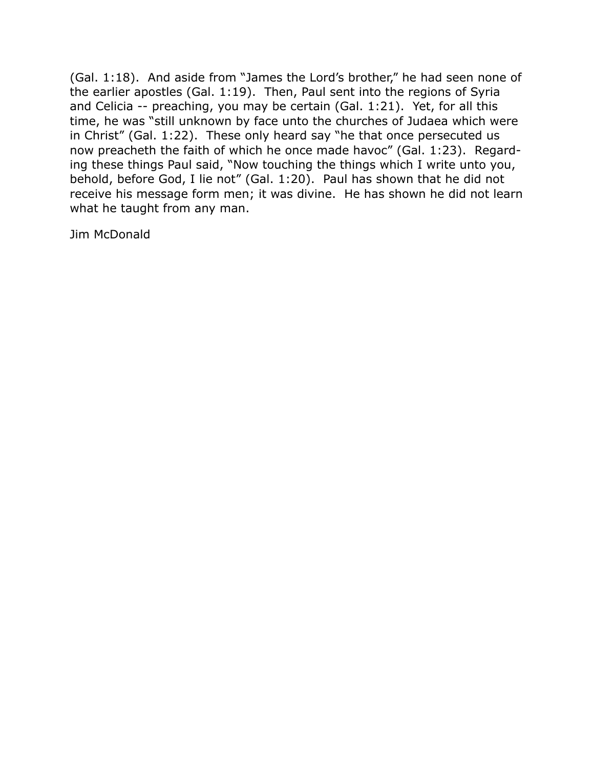(Gal. 1:18). And aside from "James the Lord's brother," he had seen none of the earlier apostles (Gal. 1:19). Then, Paul sent into the regions of Syria and Celicia -- preaching, you may be certain (Gal. 1:21). Yet, for all this time, he was "still unknown by face unto the churches of Judaea which were in Christ" (Gal. 1:22). These only heard say "he that once persecuted us now preacheth the faith of which he once made havoc" (Gal. 1:23). Regarding these things Paul said, "Now touching the things which I write unto you, behold, before God, I lie not" (Gal. 1:20). Paul has shown that he did not receive his message form men; it was divine. He has shown he did not learn what he taught from any man.

Jim McDonald